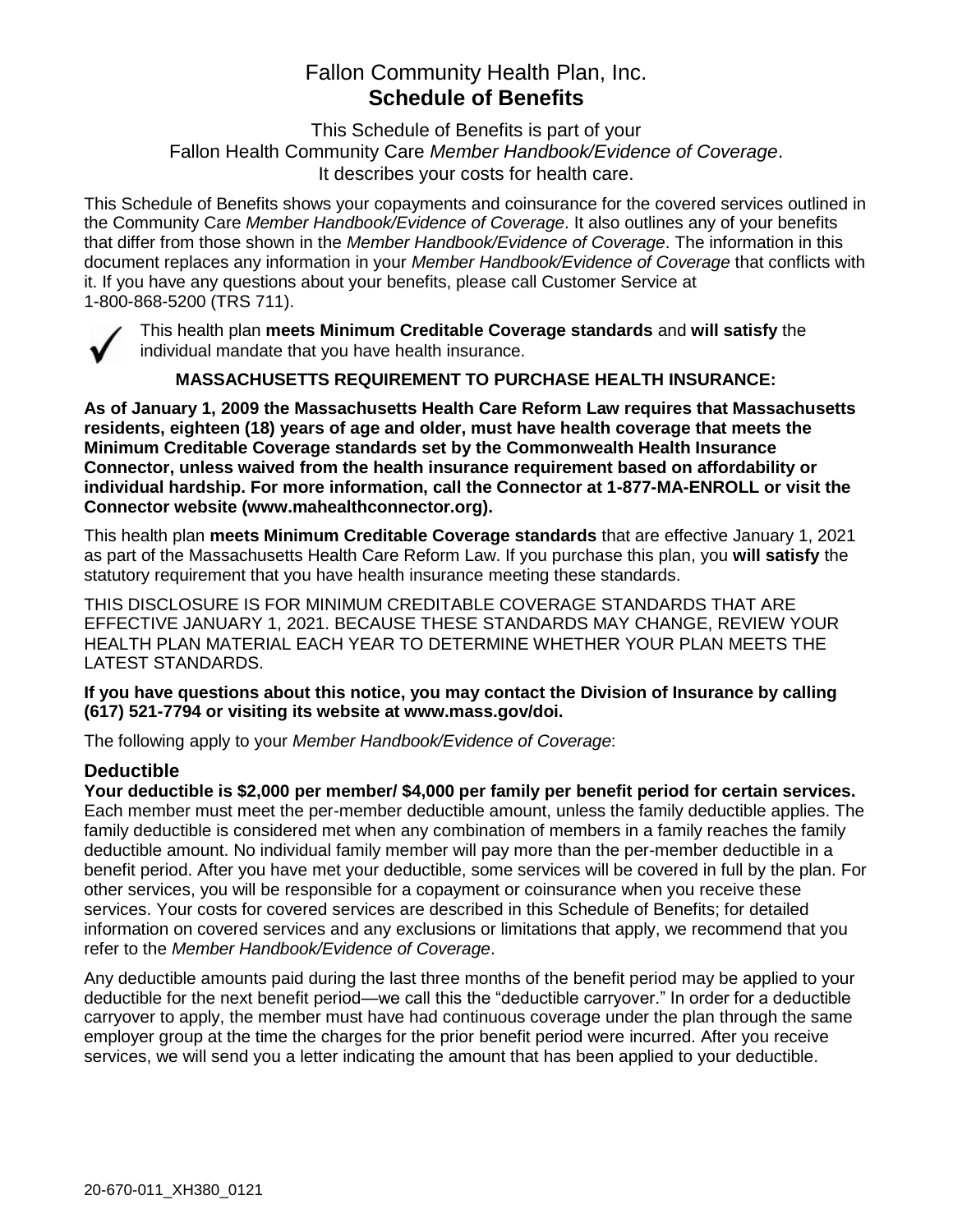# Fallon Community Health Plan, Inc.
## **Schedule of Benefits**

This Schedule of Benefits is part of your
Fallon Health Community Care *Member Handbook/Evidence of Coverage*.
It describes your costs for health care.

This Schedule of Benefits shows your copayments and coinsurance for the covered services outlined in the Community Care *Member Handbook/Evidence of Coverage*. It also outlines any of your benefits that differ from those shown in the *Member Handbook/Evidence of Coverage*. The information in this document replaces any information in your *Member Handbook/Evidence of Coverage* that conflicts with it. If you have any questions about your benefits, please call Customer Service at 1-800-868-5200 (TRS 711).

✓ This health plan **meets Minimum Creditable Coverage standards** and **will satisfy** the individual mandate that you have health insurance.

**MASSACHUSETTS REQUIREMENT TO PURCHASE HEALTH INSURANCE:**

**As of January 1, 2009 the Massachusetts Health Care Reform Law requires that Massachusetts residents, eighteen (18) years of age and older, must have health coverage that meets the Minimum Creditable Coverage standards set by the Commonwealth Health Insurance Connector, unless waived from the health insurance requirement based on affordability or individual hardship. For more information, call the Connector at 1-877-MA-ENROLL or visit the Connector website (www.mahealthconnector.org).**

This health plan **meets Minimum Creditable Coverage standards** that are effective January 1, 2021 as part of the Massachusetts Health Care Reform Law. If you purchase this plan, you **will satisfy** the statutory requirement that you have health insurance meeting these standards.

THIS DISCLOSURE IS FOR MINIMUM CREDITABLE COVERAGE STANDARDS THAT ARE EFFECTIVE JANUARY 1, 2021. BECAUSE THESE STANDARDS MAY CHANGE, REVIEW YOUR HEALTH PLAN MATERIAL EACH YEAR TO DETERMINE WHETHER YOUR PLAN MEETS THE LATEST STANDARDS.

**If you have questions about this notice, you may contact the Division of Insurance by calling (617) 521-7794 or visiting its website at www.mass.gov/doi.**

The following apply to your *Member Handbook/Evidence of Coverage*:

### Deductible

**Your deductible is $2,000 per member/ $4,000 per family per benefit period for certain services.** Each member must meet the per-member deductible amount, unless the family deductible applies. The family deductible is considered met when any combination of members in a family reaches the family deductible amount. No individual family member will pay more than the per-member deductible in a benefit period. After you have met your deductible, some services will be covered in full by the plan. For other services, you will be responsible for a copayment or coinsurance when you receive these services. Your costs for covered services are described in this Schedule of Benefits; for detailed information on covered services and any exclusions or limitations that apply, we recommend that you refer to the *Member Handbook/Evidence of Coverage*.

Any deductible amounts paid during the last three months of the benefit period may be applied to your deductible for the next benefit period—we call this the "deductible carryover." In order for a deductible carryover to apply, the member must have had continuous coverage under the plan through the same employer group at the time the charges for the prior benefit period were incurred. After you receive services, we will send you a letter indicating the amount that has been applied to your deductible.

20-670-011_XH380_0121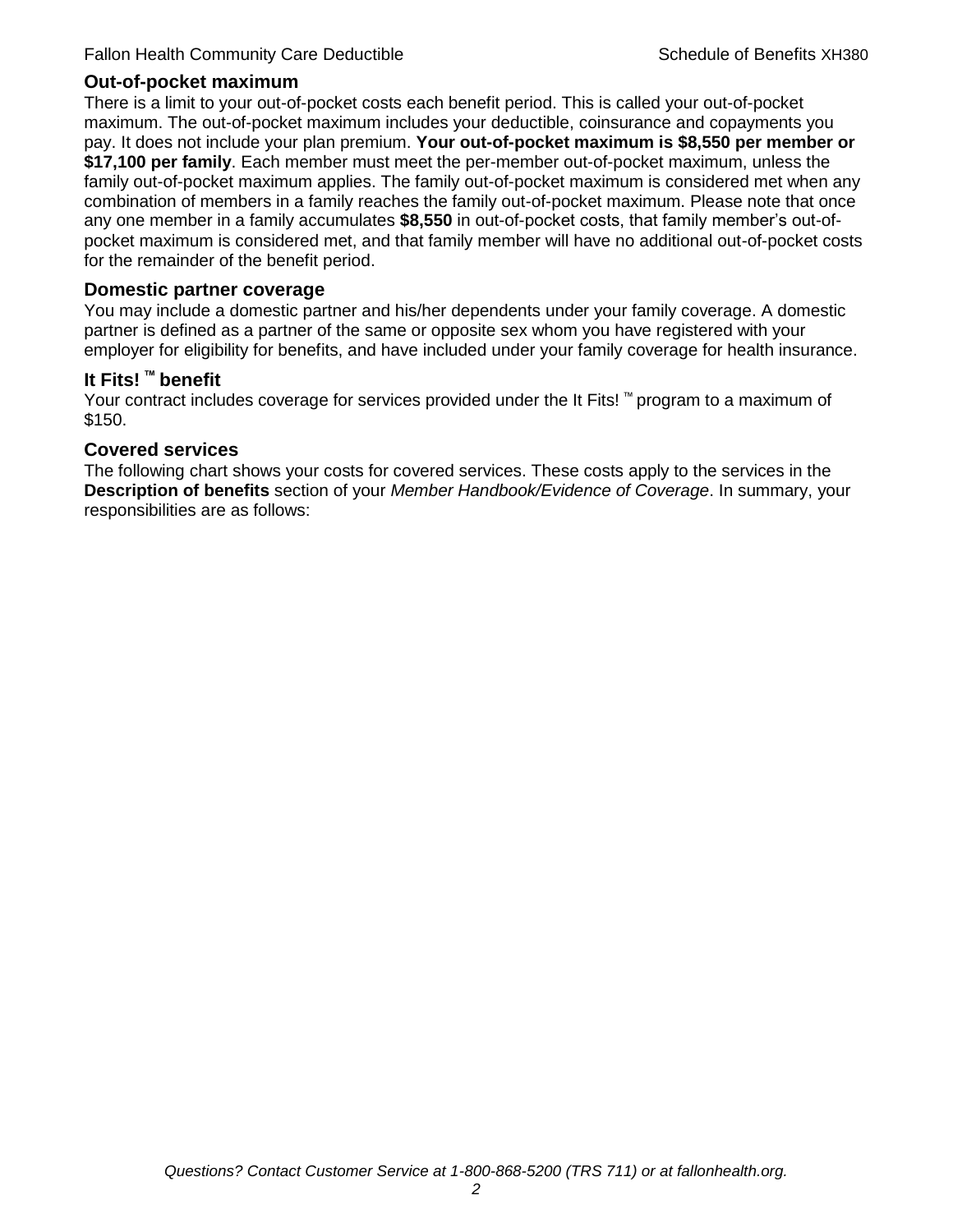## Out-of-pocket maximum

There is a limit to your out-of-pocket costs each benefit period. This is called your out-of-pocket maximum. The out-of-pocket maximum includes your deductible, coinsurance and copayments you pay. It does not include your plan premium. **Your out-of-pocket maximum is $8,550 per member or $17,100 per family**. Each member must meet the per-member out-of-pocket maximum, unless the family out-of-pocket maximum applies. The family out-of-pocket maximum is considered met when any combination of members in a family reaches the family out-of-pocket maximum. Please note that once any one member in a family accumulates **$8,550** in out-of-pocket costs, that family member's out-of-pocket maximum is considered met, and that family member will have no additional out-of-pocket costs for the remainder of the benefit period.

## Domestic partner coverage

You may include a domestic partner and his/her dependents under your family coverage. A domestic partner is defined as a partner of the same or opposite sex whom you have registered with your employer for eligibility for benefits, and have included under your family coverage for health insurance.

## It Fits! ™ benefit

Your contract includes coverage for services provided under the It Fits! ™ program to a maximum of $150.

## Covered services

The following chart shows your costs for covered services. These costs apply to the services in the **Description of benefits** section of your *Member Handbook/Evidence of Coverage*. In summary, your responsibilities are as follows: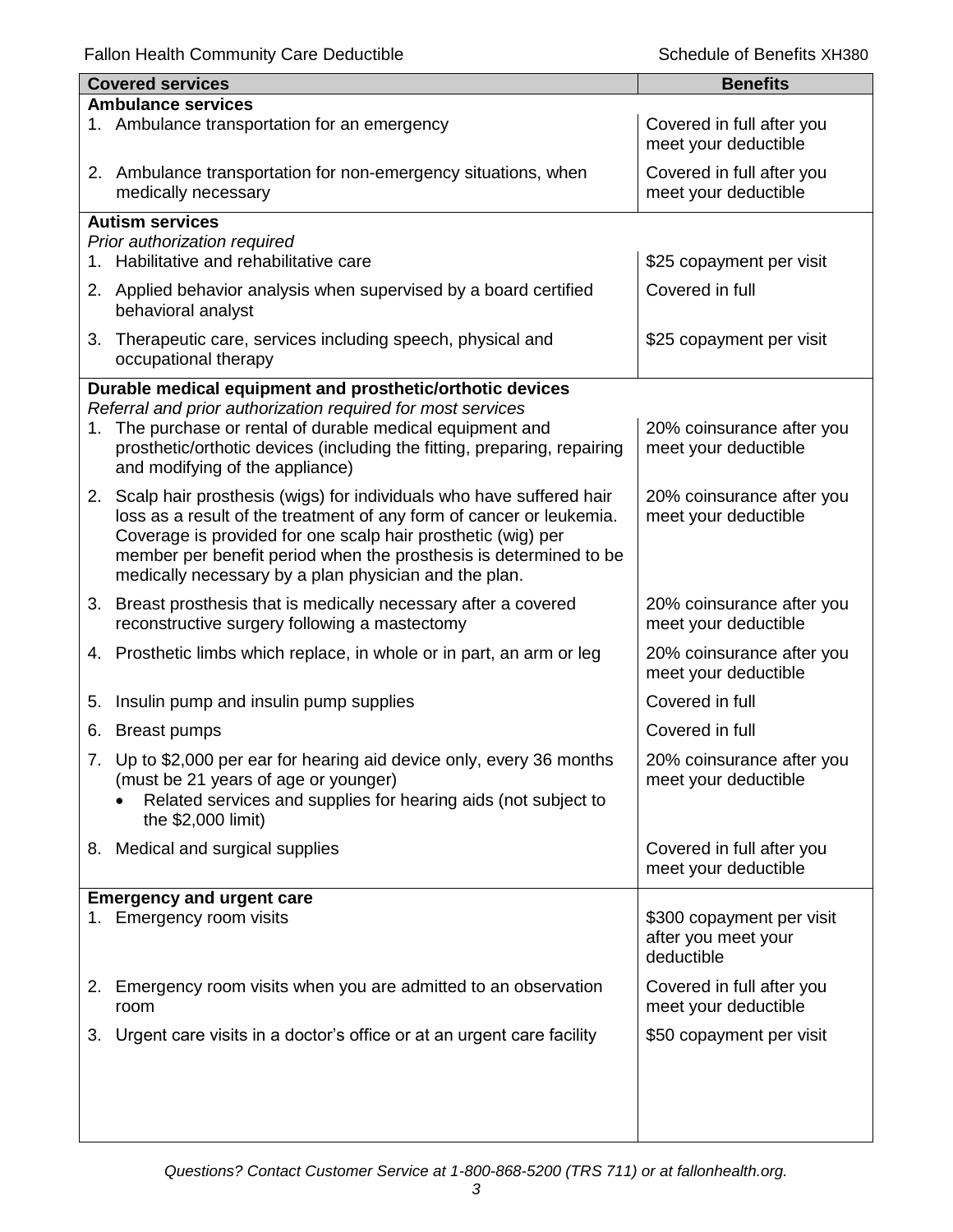| Covered services | Benefits |
|---|---|
| **Ambulance services** | |
| 1. Ambulance transportation for an emergency | Covered in full after you meet your deductible |
| 2. Ambulance transportation for non-emergency situations, when medically necessary | Covered in full after you meet your deductible |
| **Autism services**<br>*Prior authorization required* | |
| 1. Habilitative and rehabilitative care | $25 copayment per visit |
| 2. Applied behavior analysis when supervised by a board certified behavioral analyst | Covered in full |
| 3. Therapeutic care, services including speech, physical and occupational therapy | $25 copayment per visit |
| **Durable medical equipment and prosthetic/orthotic devices**<br>*Referral and prior authorization required for most services* | |
| 1. The purchase or rental of durable medical equipment and prosthetic/orthotic devices (including the fitting, preparing, repairing and modifying of the appliance) | 20% coinsurance after you meet your deductible |
| 2. Scalp hair prosthesis (wigs) for individuals who have suffered hair loss as a result of the treatment of any form of cancer or leukemia. Coverage is provided for one scalp hair prosthetic (wig) per member per benefit period when the prosthesis is determined to be medically necessary by a plan physician and the plan. | 20% coinsurance after you meet your deductible |
| 3. Breast prosthesis that is medically necessary after a covered reconstructive surgery following a mastectomy | 20% coinsurance after you meet your deductible |
| 4. Prosthetic limbs which replace, in whole or in part, an arm or leg | 20% coinsurance after you meet your deductible |
| 5. Insulin pump and insulin pump supplies | Covered in full |
| 6. Breast pumps | Covered in full |
| 7. Up to $2,000 per ear for hearing aid device only, every 36 months (must be 21 years of age or younger)<br>• Related services and supplies for hearing aids (not subject to the $2,000 limit) | 20% coinsurance after you meet your deductible |
| 8. Medical and surgical supplies | Covered in full after you meet your deductible |
| **Emergency and urgent care** | |
| 1. Emergency room visits | $300 copayment per visit after you meet your deductible |
| 2. Emergency room visits when you are admitted to an observation room | Covered in full after you meet your deductible |
| 3. Urgent care visits in a doctor's office or at an urgent care facility | $50 copayment per visit |

*Questions? Contact Customer Service at 1-800-868-5200 (TRS 711) or at fallonhealth.org.*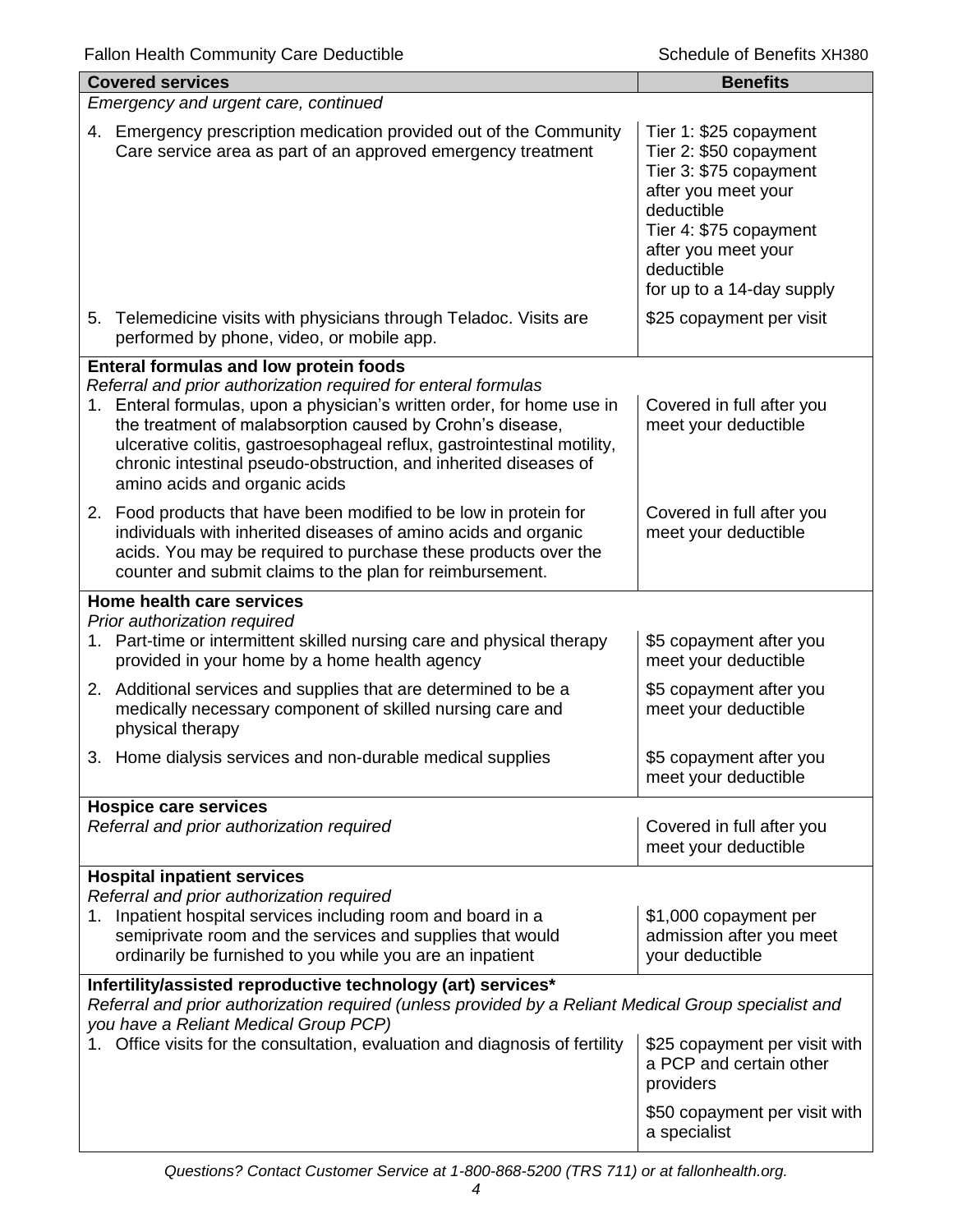| Covered services | Benefits |
|---|---|
| *Emergency and urgent care, continued* | |
| 4. Emergency prescription medication provided out of the Community Care service area as part of an approved emergency treatment | Tier 1: $25 copayment<br>Tier 2: $50 copayment<br>Tier 3: $75 copayment after you meet your deductible<br>Tier 4: $75 copayment after you meet your deductible<br>for up to a 14-day supply |
| 5. Telemedicine visits with physicians through Teladoc. Visits are performed by phone, video, or mobile app. | $25 copayment per visit |
| **Enteral formulas and low protein foods**<br>*Referral and prior authorization required for enteral formulas* | |
| 1. Enteral formulas, upon a physician's written order, for home use in the treatment of malabsorption caused by Crohn's disease, ulcerative colitis, gastroesophageal reflux, gastrointestinal motility, chronic intestinal pseudo-obstruction, and inherited diseases of amino acids and organic acids | Covered in full after you meet your deductible |
| 2. Food products that have been modified to be low in protein for individuals with inherited diseases of amino acids and organic acids. You may be required to purchase these products over the counter and submit claims to the plan for reimbursement. | Covered in full after you meet your deductible |
| **Home health care services**<br>*Prior authorization required* | |
| 1. Part-time or intermittent skilled nursing care and physical therapy provided in your home by a home health agency | $5 copayment after you meet your deductible |
| 2. Additional services and supplies that are determined to be a medically necessary component of skilled nursing care and physical therapy | $5 copayment after you meet your deductible |
| 3. Home dialysis services and non-durable medical supplies | $5 copayment after you meet your deductible |
| **Hospice care services**<br>*Referral and prior authorization required* | Covered in full after you meet your deductible |
| **Hospital inpatient services**<br>*Referral and prior authorization required* | |
| 1. Inpatient hospital services including room and board in a semiprivate room and the services and supplies that would ordinarily be furnished to you while you are an inpatient | $1,000 copayment per admission after you meet your deductible |
| **Infertility/assisted reproductive technology (art) services***<br>*Referral and prior authorization required (unless provided by a Reliant Medical Group specialist and you have a Reliant Medical Group PCP)* | |
| 1. Office visits for the consultation, evaluation and diagnosis of fertility | $25 copayment per visit with a PCP and certain other providers<br><br>$50 copayment per visit with a specialist |

*Questions? Contact Customer Service at 1-800-868-5200 (TRS 711) or at fallonhealth.org.*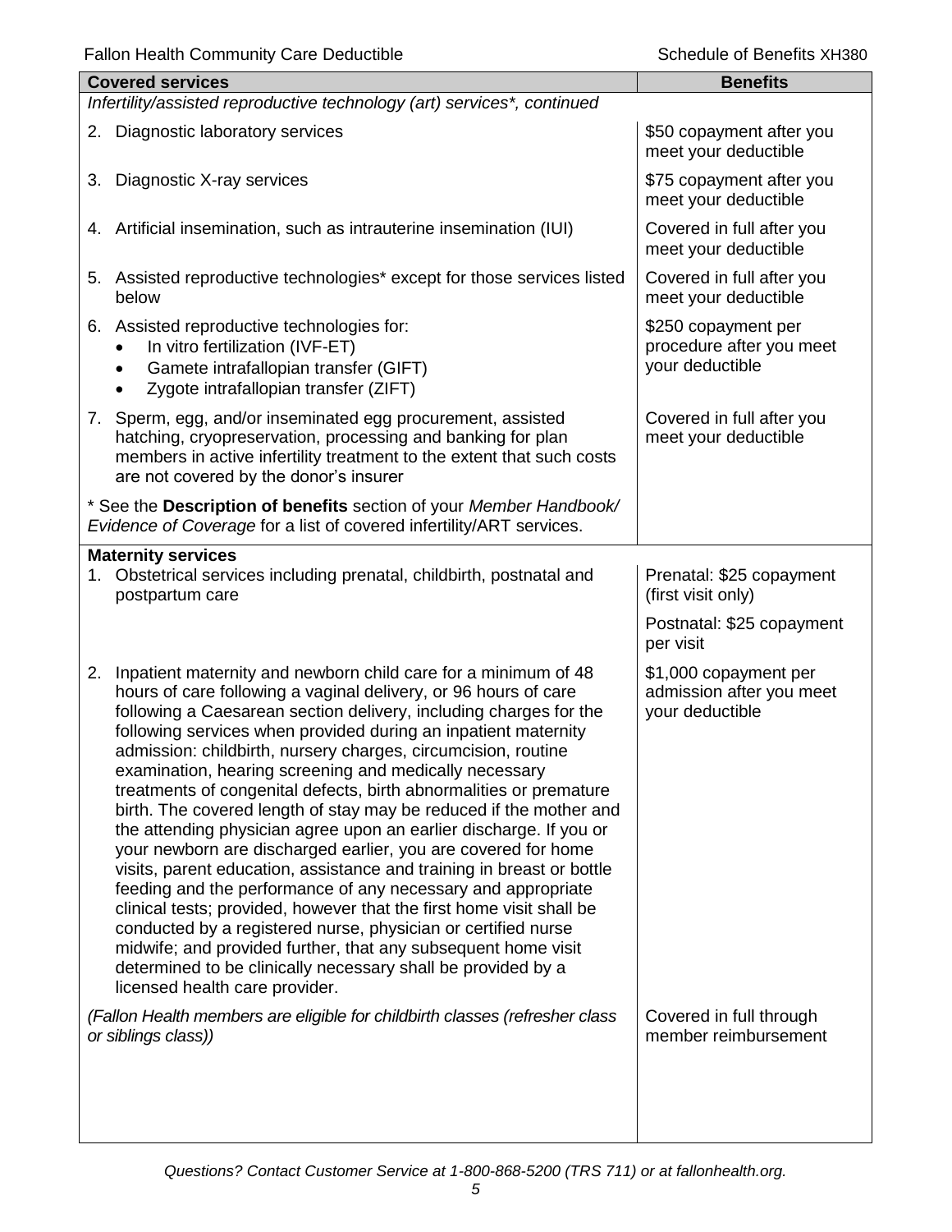| Covered services | Benefits |
|---|---|
| *Infertility/assisted reproductive technology (art) services\*, continued* | |
| 2. Diagnostic laboratory services | $50 copayment after you meet your deductible |
| 3. Diagnostic X-ray services | $75 copayment after you meet your deductible |
| 4. Artificial insemination, such as intrauterine insemination (IUI) | Covered in full after you meet your deductible |
| 5. Assisted reproductive technologies* except for those services listed below | Covered in full after you meet your deductible |
| 6. Assisted reproductive technologies for:<br>• In vitro fertilization (IVF-ET)<br>• Gamete intrafallopian transfer (GIFT)<br>• Zygote intrafallopian transfer (ZIFT) | $250 copayment per procedure after you meet your deductible |
| 7. Sperm, egg, and/or inseminated egg procurement, assisted hatching, cryopreservation, processing and banking for plan members in active infertility treatment to the extent that such costs are not covered by the donor's insurer | Covered in full after you meet your deductible |
| * See the **Description of benefits** section of your *Member Handbook/ Evidence of Coverage* for a list of covered infertility/ART services. | |
| **Maternity services** | |
| 1. Obstetrical services including prenatal, childbirth, postnatal and postpartum care | Prenatal: $25 copayment (first visit only)<br><br>Postnatal: $25 copayment per visit |
| 2. Inpatient maternity and newborn child care for a minimum of 48 hours of care following a vaginal delivery, or 96 hours of care following a Caesarean section delivery, including charges for the following services when provided during an inpatient maternity admission: childbirth, nursery charges, circumcision, routine examination, hearing screening and medically necessary treatments of congenital defects, birth abnormalities or premature birth. The covered length of stay may be reduced if the mother and the attending physician agree upon an earlier discharge. If you or your newborn are discharged earlier, you are covered for home visits, parent education, assistance and training in breast or bottle feeding and the performance of any necessary and appropriate clinical tests; provided, however that the first home visit shall be conducted by a registered nurse, physician or certified nurse midwife; and provided further, that any subsequent home visit determined to be clinically necessary shall be provided by a licensed health care provider. | $1,000 copayment per admission after you meet your deductible |
| *(Fallon Health members are eligible for childbirth classes (refresher class or siblings class))* | Covered in full through member reimbursement |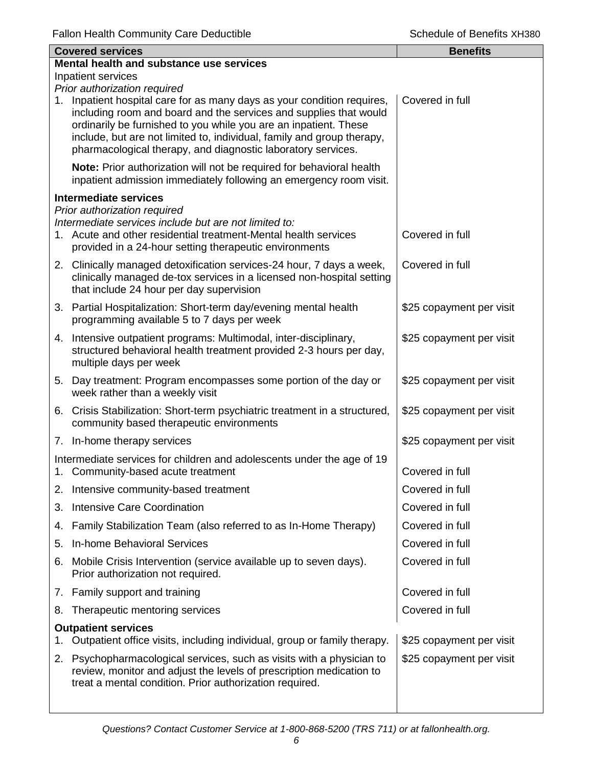| Covered services | Benefits |
| --- | --- |
| **Mental health and substance use services** | |
| Inpatient services | |
| *Prior authorization required* | |
| 1. Inpatient hospital care for as many days as your condition requires, including room and board and the services and supplies that would ordinarily be furnished to you while you are an inpatient. These include, but are not limited to, individual, family and group therapy, pharmacological therapy, and diagnostic laboratory services. | Covered in full |
| **Note:** Prior authorization will not be required for behavioral health inpatient admission immediately following an emergency room visit. | |
| **Intermediate services** | |
| *Prior authorization required* | |
| *Intermediate services include but are not limited to:* | |
| 1. Acute and other residential treatment-Mental health services provided in a 24-hour setting therapeutic environments | Covered in full |
| 2. Clinically managed detoxification services-24 hour, 7 days a week, clinically managed de-tox services in a licensed non-hospital setting that include 24 hour per day supervision | Covered in full |
| 3. Partial Hospitalization: Short-term day/evening mental health programming available 5 to 7 days per week | \$25 copayment per visit |
| 4. Intensive outpatient programs: Multimodal, inter-disciplinary, structured behavioral health treatment provided 2-3 hours per day, multiple days per week | \$25 copayment per visit |
| 5. Day treatment: Program encompasses some portion of the day or week rather than a weekly visit | \$25 copayment per visit |
| 6. Crisis Stabilization: Short-term psychiatric treatment in a structured, community based therapeutic environments | \$25 copayment per visit |
| 7. In-home therapy services | \$25 copayment per visit |
| Intermediate services for children and adolescents under the age of 19 | |
| 1. Community-based acute treatment | Covered in full |
| 2. Intensive community-based treatment | Covered in full |
| 3. Intensive Care Coordination | Covered in full |
| 4. Family Stabilization Team (also referred to as In-Home Therapy) | Covered in full |
| 5. In-home Behavioral Services | Covered in full |
| 6. Mobile Crisis Intervention (service available up to seven days). Prior authorization not required. | Covered in full |
| 7. Family support and training | Covered in full |
| 8. Therapeutic mentoring services | Covered in full |
| **Outpatient services** | |
| 1. Outpatient office visits, including individual, group or family therapy. | \$25 copayment per visit |
| 2. Psychopharmacological services, such as visits with a physician to review, monitor and adjust the levels of prescription medication to treat a mental condition. Prior authorization required. | \$25 copayment per visit |

*Questions? Contact Customer Service at 1-800-868-5200 (TRS 711) or at fallonhealth.org.*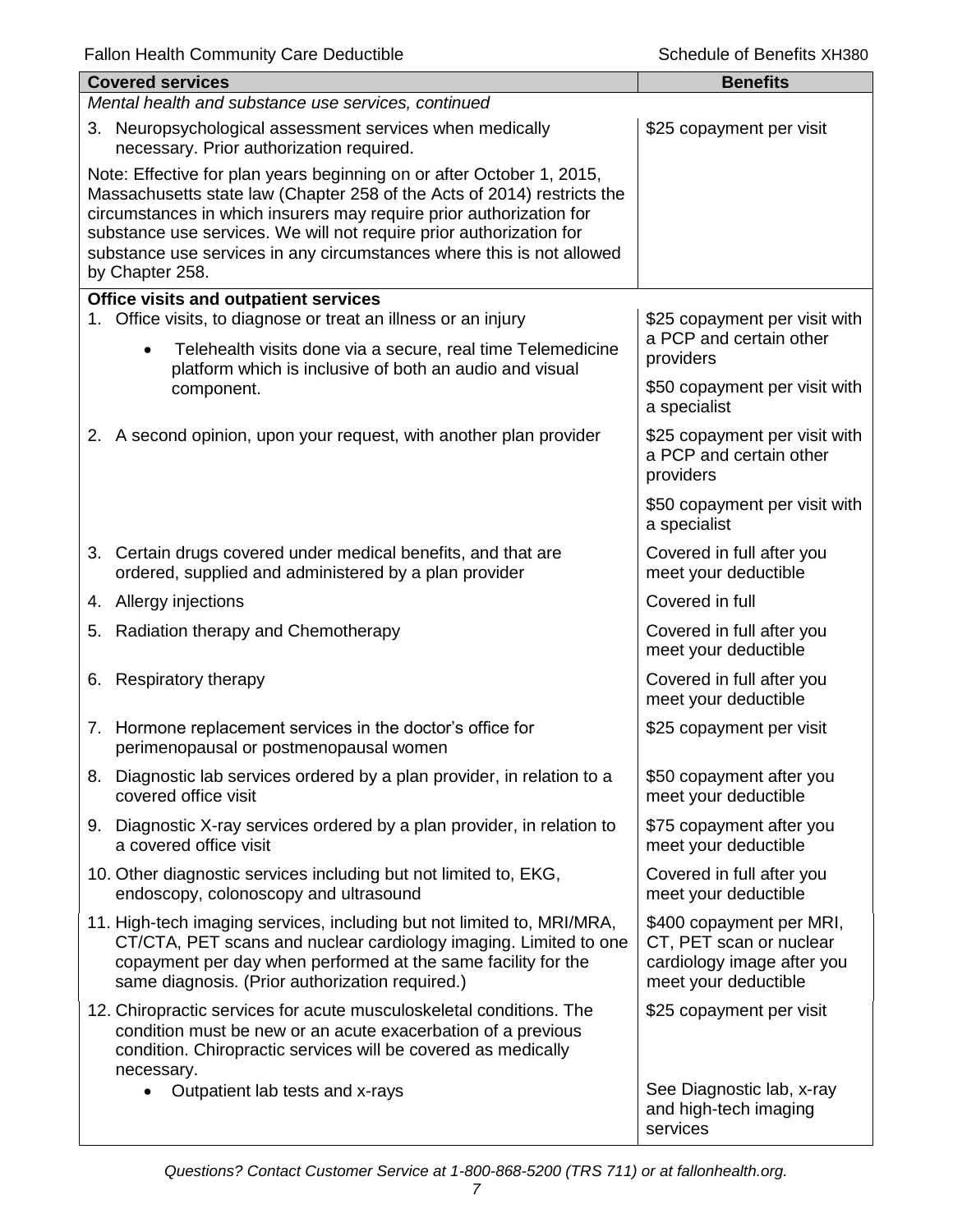| Covered services | Benefits |
|---|---|
| *Mental health and substance use services, continued* | |
| 3. Neuropsychological assessment services when medically necessary. Prior authorization required. | $25 copayment per visit |
| Note: Effective for plan years beginning on or after October 1, 2015, Massachusetts state law (Chapter 258 of the Acts of 2014) restricts the circumstances in which insurers may require prior authorization for substance use services. We will not require prior authorization for substance use services in any circumstances where this is not allowed by Chapter 258. | |
| **Office visits and outpatient services** | |
| 1. Office visits, to diagnose or treat an illness or an injury<br>• Telehealth visits done via a secure, real time Telemedicine platform which is inclusive of both an audio and visual component. | $25 copayment per visit with a PCP and certain other providers<br>$50 copayment per visit with a specialist |
| 2. A second opinion, upon your request, with another plan provider | $25 copayment per visit with a PCP and certain other providers<br>$50 copayment per visit with a specialist |
| 3. Certain drugs covered under medical benefits, and that are ordered, supplied and administered by a plan provider | Covered in full after you meet your deductible |
| 4. Allergy injections | Covered in full |
| 5. Radiation therapy and Chemotherapy | Covered in full after you meet your deductible |
| 6. Respiratory therapy | Covered in full after you meet your deductible |
| 7. Hormone replacement services in the doctor's office for perimenopausal or postmenopausal women | $25 copayment per visit |
| 8. Diagnostic lab services ordered by a plan provider, in relation to a covered office visit | $50 copayment after you meet your deductible |
| 9. Diagnostic X-ray services ordered by a plan provider, in relation to a covered office visit | $75 copayment after you meet your deductible |
| 10. Other diagnostic services including but not limited to, EKG, endoscopy, colonoscopy and ultrasound | Covered in full after you meet your deductible |
| 11. High-tech imaging services, including but not limited to, MRI/MRA, CT/CTA, PET scans and nuclear cardiology imaging. Limited to one copayment per day when performed at the same facility for the same diagnosis. (Prior authorization required.) | $400 copayment per MRI, CT, PET scan or nuclear cardiology image after you meet your deductible |
| 12. Chiropractic services for acute musculoskeletal conditions. The condition must be new or an acute exacerbation of a previous condition. Chiropractic services will be covered as medically necessary. | $25 copayment per visit |
| • Outpatient lab tests and x-rays | See Diagnostic lab, x-ray and high-tech imaging services |

*Questions? Contact Customer Service at 1-800-868-5200 (TRS 711) or at fallonhealth.org.*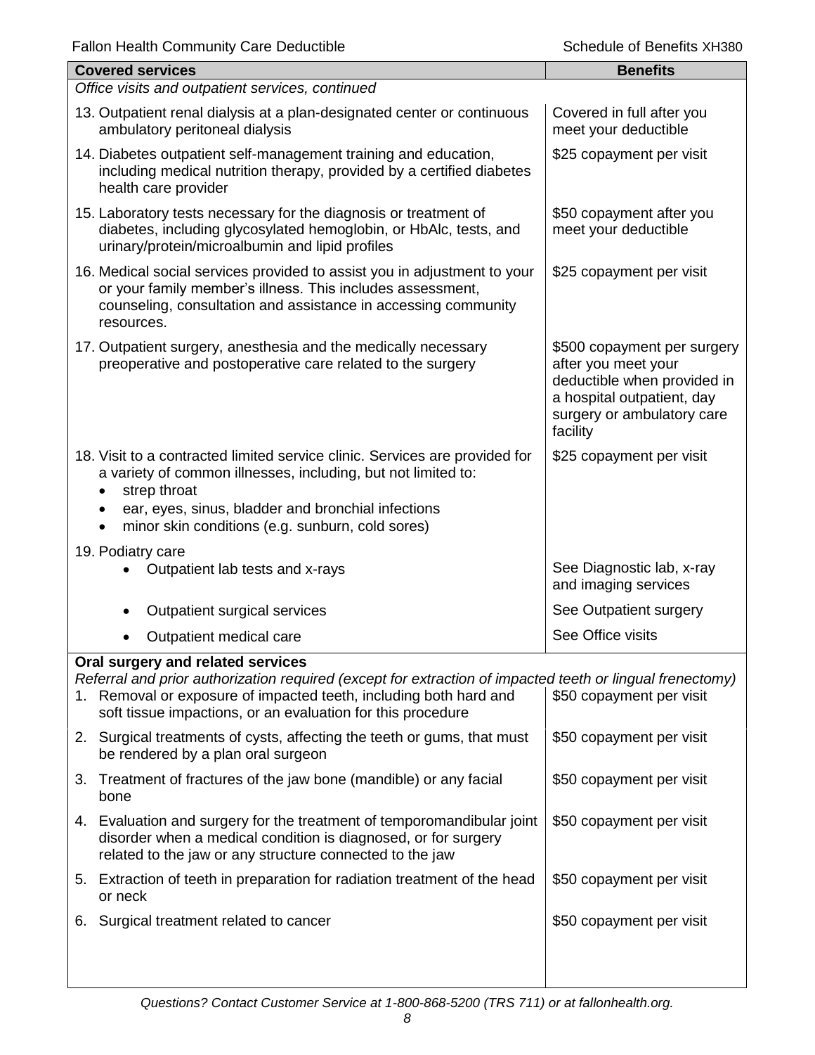| Covered services | Benefits |
| --- | --- |
| *Office visits and outpatient services, continued* | |
| 13. Outpatient renal dialysis at a plan-designated center or continuous ambulatory peritoneal dialysis | Covered in full after you meet your deductible |
| 14. Diabetes outpatient self-management training and education, including medical nutrition therapy, provided by a certified diabetes health care provider | \$25 copayment per visit |
| 15. Laboratory tests necessary for the diagnosis or treatment of diabetes, including glycosylated hemoglobin, or HbAlc, tests, and urinary/protein/microalbumin and lipid profiles | \$50 copayment after you meet your deductible |
| 16. Medical social services provided to assist you in adjustment to your or your family member's illness. This includes assessment, counseling, consultation and assistance in accessing community resources. | \$25 copayment per visit |
| 17. Outpatient surgery, anesthesia and the medically necessary preoperative and postoperative care related to the surgery | \$500 copayment per surgery after you meet your deductible when provided in a hospital outpatient, day surgery or ambulatory care facility |
| 18. Visit to a contracted limited service clinic. Services are provided for a variety of common illnesses, including, but not limited to: <br>• strep throat <br>• ear, eyes, sinus, bladder and bronchial infections <br>• minor skin conditions (e.g. sunburn, cold sores) | \$25 copayment per visit |
| 19. Podiatry care <br>• Outpatient lab tests and x-rays | See Diagnostic lab, x-ray and imaging services |
| • Outpatient surgical services | See Outpatient surgery |
| • Outpatient medical care | See Office visits |
| **Oral surgery and related services** <br>*Referral and prior authorization required (except for extraction of impacted teeth or lingual frenectomy)* | |
| 1. Removal or exposure of impacted teeth, including both hard and soft tissue impactions, or an evaluation for this procedure | \$50 copayment per visit |
| 2. Surgical treatments of cysts, affecting the teeth or gums, that must be rendered by a plan oral surgeon | \$50 copayment per visit |
| 3. Treatment of fractures of the jaw bone (mandible) or any facial bone | \$50 copayment per visit |
| 4. Evaluation and surgery for the treatment of temporomandibular joint disorder when a medical condition is diagnosed, or for surgery related to the jaw or any structure connected to the jaw | \$50 copayment per visit |
| 5. Extraction of teeth in preparation for radiation treatment of the head or neck | \$50 copayment per visit |
| 6. Surgical treatment related to cancer | \$50 copayment per visit |

*Questions? Contact Customer Service at 1-800-868-5200 (TRS 711) or at fallonhealth.org.*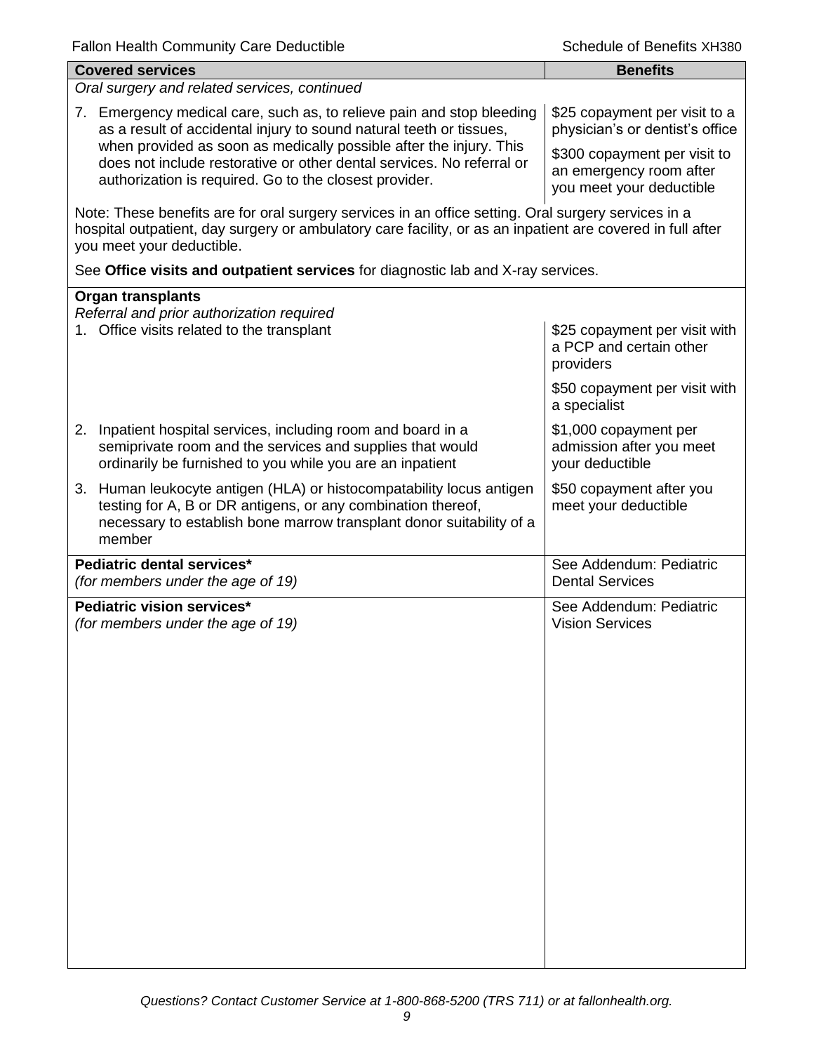| Covered services | Benefits |
| --- | --- |
| *Oral surgery and related services, continued* | |
| 7. Emergency medical care, such as, to relieve pain and stop bleeding as a result of accidental injury to sound natural teeth or tissues, when provided as soon as medically possible after the injury. This does not include restorative or other dental services. No referral or authorization is required. Go to the closest provider. | $25 copayment per visit to a physician's or dentist's office<br><br>$300 copayment per visit to an emergency room after you meet your deductible |
| Note: These benefits are for oral surgery services in an office setting. Oral surgery services in a hospital outpatient, day surgery or ambulatory care facility, or as an inpatient are covered in full after you meet your deductible.<br><br>See **Office visits and outpatient services** for diagnostic lab and X-ray services. | |
| **Organ transplants**<br>*Referral and prior authorization required*<br>1. Office visits related to the transplant | $25 copayment per visit with a PCP and certain other providers<br><br>$50 copayment per visit with a specialist |
| 2. Inpatient hospital services, including room and board in a semiprivate room and the services and supplies that would ordinarily be furnished to you while you are an inpatient | $1,000 copayment per admission after you meet your deductible |
| 3. Human leukocyte antigen (HLA) or histocompatability locus antigen testing for A, B or DR antigens, or any combination thereof, necessary to establish bone marrow transplant donor suitability of a member | $50 copayment after you meet your deductible |
| **Pediatric dental services***<br>*(for members under the age of 19)* | See Addendum: Pediatric Dental Services |
| **Pediatric vision services***<br>*(for members under the age of 19)* | See Addendum: Pediatric Vision Services |

*Questions? Contact Customer Service at 1-800-868-5200 (TRS 711) or at fallonhealth.org.*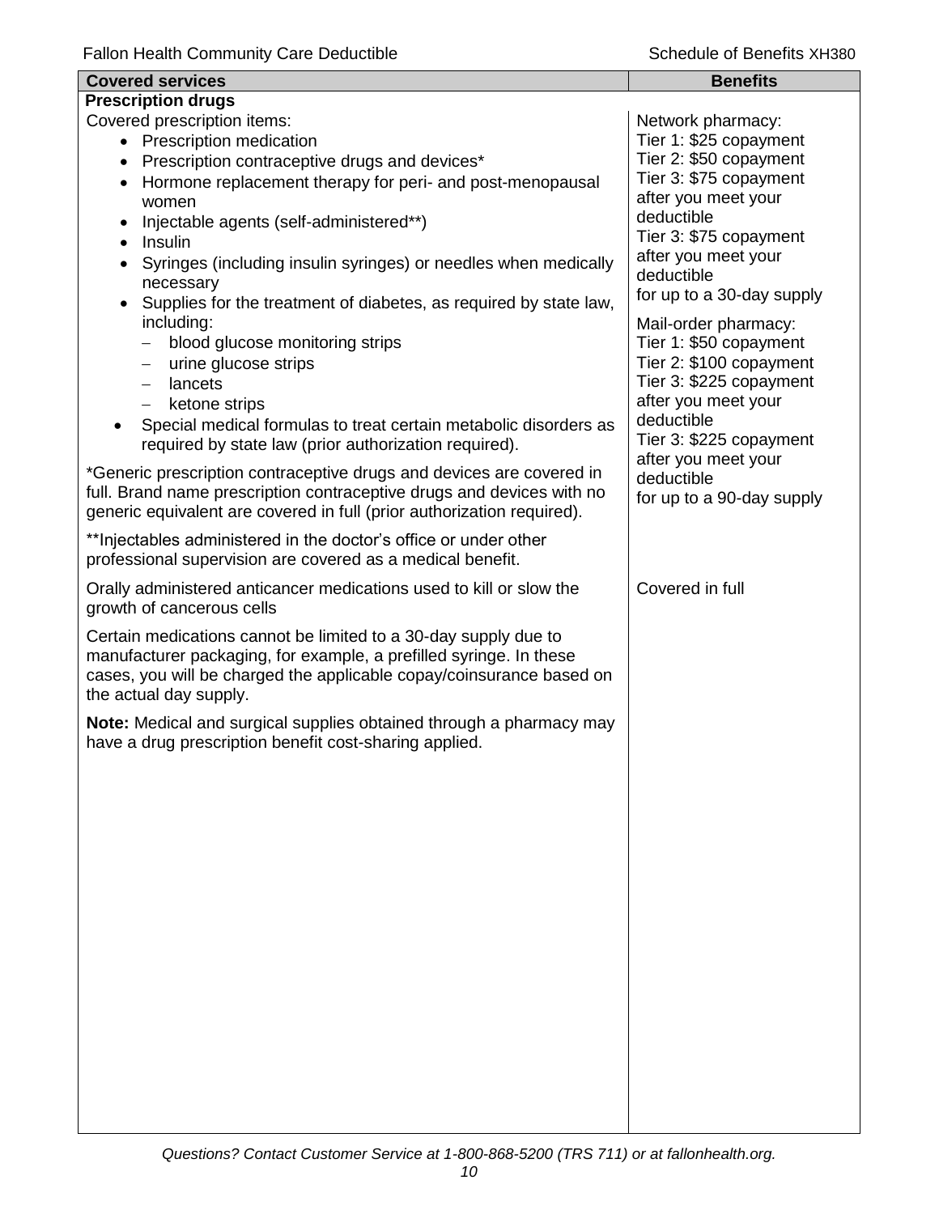| Covered services | Benefits |
|---|---|
| **Prescription drugs** | |
| Covered prescription items:<br>• Prescription medication<br>• Prescription contraceptive drugs and devices*<br>• Hormone replacement therapy for peri- and post-menopausal women<br>• Injectable agents (self-administered**)<br>• Insulin<br>• Syringes (including insulin syringes) or needles when medically necessary<br>• Supplies for the treatment of diabetes, as required by state law, including:<br>– blood glucose monitoring strips<br>– urine glucose strips<br>– lancets<br>– ketone strips<br>• Special medical formulas to treat certain metabolic disorders as required by state law (prior authorization required).<br><br>*Generic prescription contraceptive drugs and devices are covered in full. Brand name prescription contraceptive drugs and devices with no generic equivalent are covered in full (prior authorization required).<br><br>**Injectables administered in the doctor's office or under other professional supervision are covered as a medical benefit. | Network pharmacy:<br>Tier 1: $25 copayment<br>Tier 2: $50 copayment<br>Tier 3: $75 copayment after you meet your deductible<br>Tier 3: $75 copayment after you meet your deductible<br>for up to a 30-day supply<br><br>Mail-order pharmacy:<br>Tier 1: $50 copayment<br>Tier 2: $100 copayment<br>Tier 3: $225 copayment after you meet your deductible<br>Tier 3: $225 copayment after you meet your deductible<br>for up to a 90-day supply |
| Orally administered anticancer medications used to kill or slow the growth of cancerous cells<br><br>Certain medications cannot be limited to a 30-day supply due to manufacturer packaging, for example, a prefilled syringe. In these cases, you will be charged the applicable copay/coinsurance based on the actual day supply.<br><br>**Note:** Medical and surgical supplies obtained through a pharmacy may have a drug prescription benefit cost-sharing applied. | Covered in full |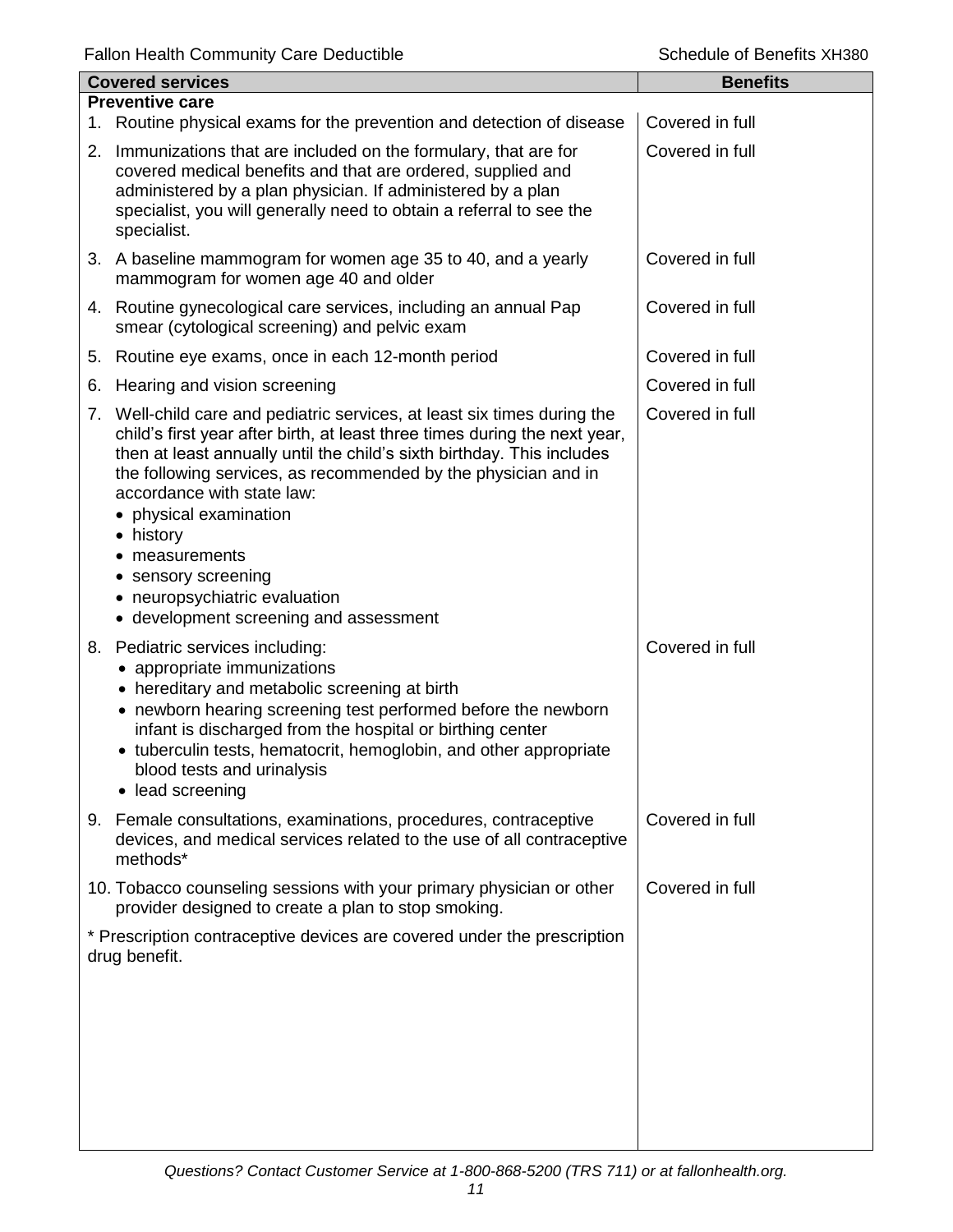| Covered services | Benefits |
|---|---|
| **Preventive care** | |
| 1. Routine physical exams for the prevention and detection of disease | Covered in full |
| 2. Immunizations that are included on the formulary, that are for covered medical benefits and that are ordered, supplied and administered by a plan physician. If administered by a plan specialist, you will generally need to obtain a referral to see the specialist. | Covered in full |
| 3. A baseline mammogram for women age 35 to 40, and a yearly mammogram for women age 40 and older | Covered in full |
| 4. Routine gynecological care services, including an annual Pap smear (cytological screening) and pelvic exam | Covered in full |
| 5. Routine eye exams, once in each 12-month period | Covered in full |
| 6. Hearing and vision screening | Covered in full |
| 7. Well-child care and pediatric services, at least six times during the child's first year after birth, at least three times during the next year, then at least annually until the child's sixth birthday. This includes the following services, as recommended by the physician and in accordance with state law:<br>• physical examination<br>• history<br>• measurements<br>• sensory screening<br>• neuropsychiatric evaluation<br>• development screening and assessment | Covered in full |
| 8. Pediatric services including:<br>• appropriate immunizations<br>• hereditary and metabolic screening at birth<br>• newborn hearing screening test performed before the newborn infant is discharged from the hospital or birthing center<br>• tuberculin tests, hematocrit, hemoglobin, and other appropriate blood tests and urinalysis<br>• lead screening | Covered in full |
| 9. Female consultations, examinations, procedures, contraceptive devices, and medical services related to the use of all contraceptive methods* | Covered in full |
| 10. Tobacco counseling sessions with your primary physician or other provider designed to create a plan to stop smoking. | Covered in full |
| * Prescription contraceptive devices are covered under the prescription drug benefit. | |

*Questions? Contact Customer Service at 1-800-868-5200 (TRS 711) or at fallonhealth.org.*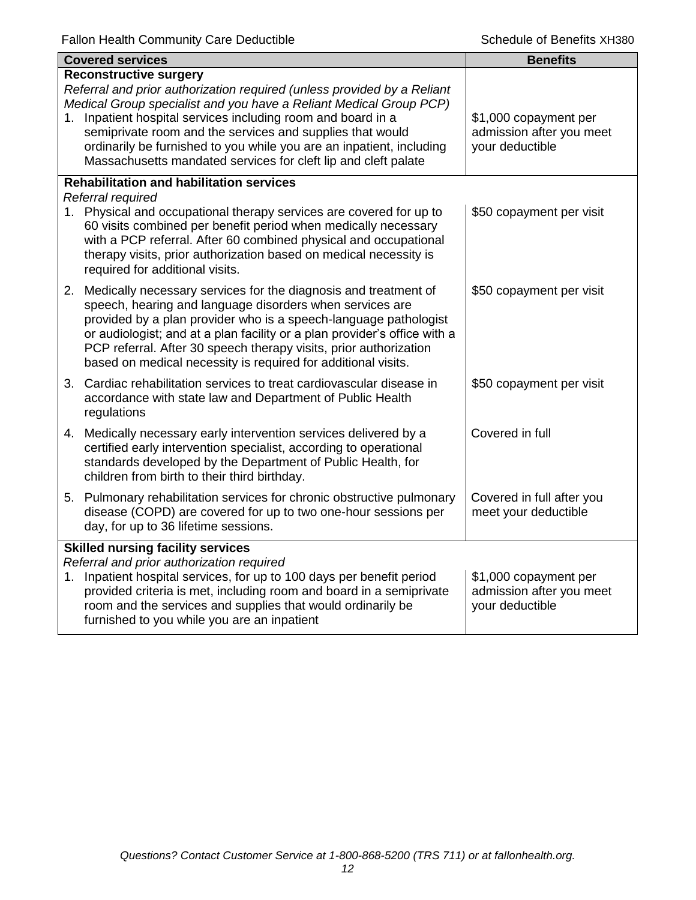| Covered services | Benefits |
|---|---|
| **Reconstructive surgery**<br>*Referral and prior authorization required (unless provided by a Reliant Medical Group specialist and you have a Reliant Medical Group PCP)*<br>1. Inpatient hospital services including room and board in a semiprivate room and the services and supplies that would ordinarily be furnished to you while you are an inpatient, including Massachusetts mandated services for cleft lip and cleft palate | $1,000 copayment per admission after you meet your deductible |
| **Rehabilitation and habilitation services**<br>*Referral required*<br>1. Physical and occupational therapy services are covered for up to 60 visits combined per benefit period when medically necessary with a PCP referral. After 60 combined physical and occupational therapy visits, prior authorization based on medical necessity is required for additional visits. | $50 copayment per visit |
| 2. Medically necessary services for the diagnosis and treatment of speech, hearing and language disorders when services are provided by a plan provider who is a speech-language pathologist or audiologist; and at a plan facility or a plan provider's office with a PCP referral. After 30 speech therapy visits, prior authorization based on medical necessity is required for additional visits. | $50 copayment per visit |
| 3. Cardiac rehabilitation services to treat cardiovascular disease in accordance with state law and Department of Public Health regulations | $50 copayment per visit |
| 4. Medically necessary early intervention services delivered by a certified early intervention specialist, according to operational standards developed by the Department of Public Health, for children from birth to their third birthday. | Covered in full |
| 5. Pulmonary rehabilitation services for chronic obstructive pulmonary disease (COPD) are covered for up to two one-hour sessions per day, for up to 36 lifetime sessions. | Covered in full after you meet your deductible |
| **Skilled nursing facility services**<br>*Referral and prior authorization required*<br>1. Inpatient hospital services, for up to 100 days per benefit period provided criteria is met, including room and board in a semiprivate room and the services and supplies that would ordinarily be furnished to you while you are an inpatient | $1,000 copayment per admission after you meet your deductible |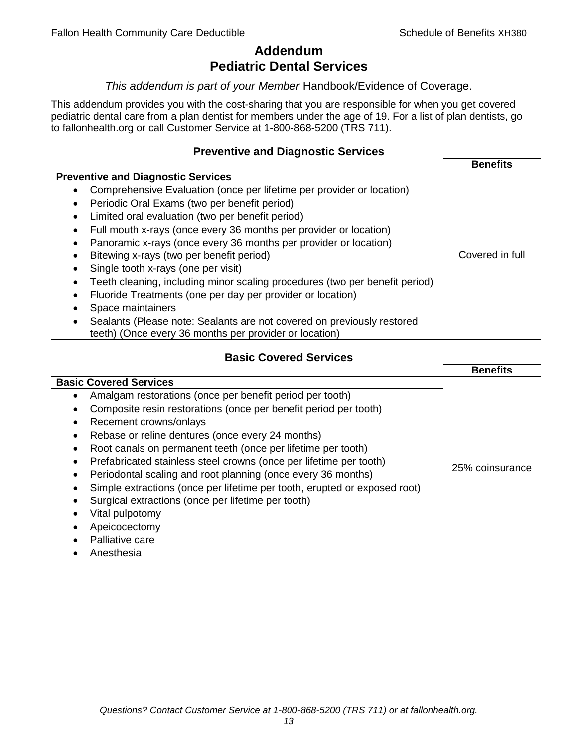# Addendum
# Pediatric Dental Services

*This addendum is part of your Member* Handbook/Evidence of Coverage.

This addendum provides you with the cost-sharing that you are responsible for when you get covered pediatric dental care from a plan dentist for members under the age of 19. For a list of plan dentists, go to fallonhealth.org or call Customer Service at 1-800-868-5200 (TRS 711).

### Preventive and Diagnostic Services

| Preventive and Diagnostic Services | Benefits |
|---|---|
| • Comprehensive Evaluation (once per lifetime per provider or location)<br>• Periodic Oral Exams (two per benefit period)<br>• Limited oral evaluation (two per benefit period)<br>• Full mouth x-rays (once every 36 months per provider or location)<br>• Panoramic x-rays (once every 36 months per provider or location)<br>• Bitewing x-rays (two per benefit period)<br>• Single tooth x-rays (one per visit)<br>• Teeth cleaning, including minor scaling procedures (two per benefit period)<br>• Fluoride Treatments (one per day per provider or location)<br>• Space maintainers<br>• Sealants (Please note: Sealants are not covered on previously restored teeth) (Once every 36 months per provider or location) | Covered in full |

### Basic Covered Services

| Basic Covered Services | Benefits |
|---|---|
| • Amalgam restorations (once per benefit period per tooth)<br>• Composite resin restorations (once per benefit period per tooth)<br>• Recement crowns/onlays<br>• Rebase or reline dentures (once every 24 months)<br>• Root canals on permanent teeth (once per lifetime per tooth)<br>• Prefabricated stainless steel crowns (once per lifetime per tooth)<br>• Periodontal scaling and root planning (once every 36 months)<br>• Simple extractions (once per lifetime per tooth, erupted or exposed root)<br>• Surgical extractions (once per lifetime per tooth)<br>• Vital pulpotomy<br>• Apeicocectomy<br>• Palliative care<br>• Anesthesia | 25% coinsurance |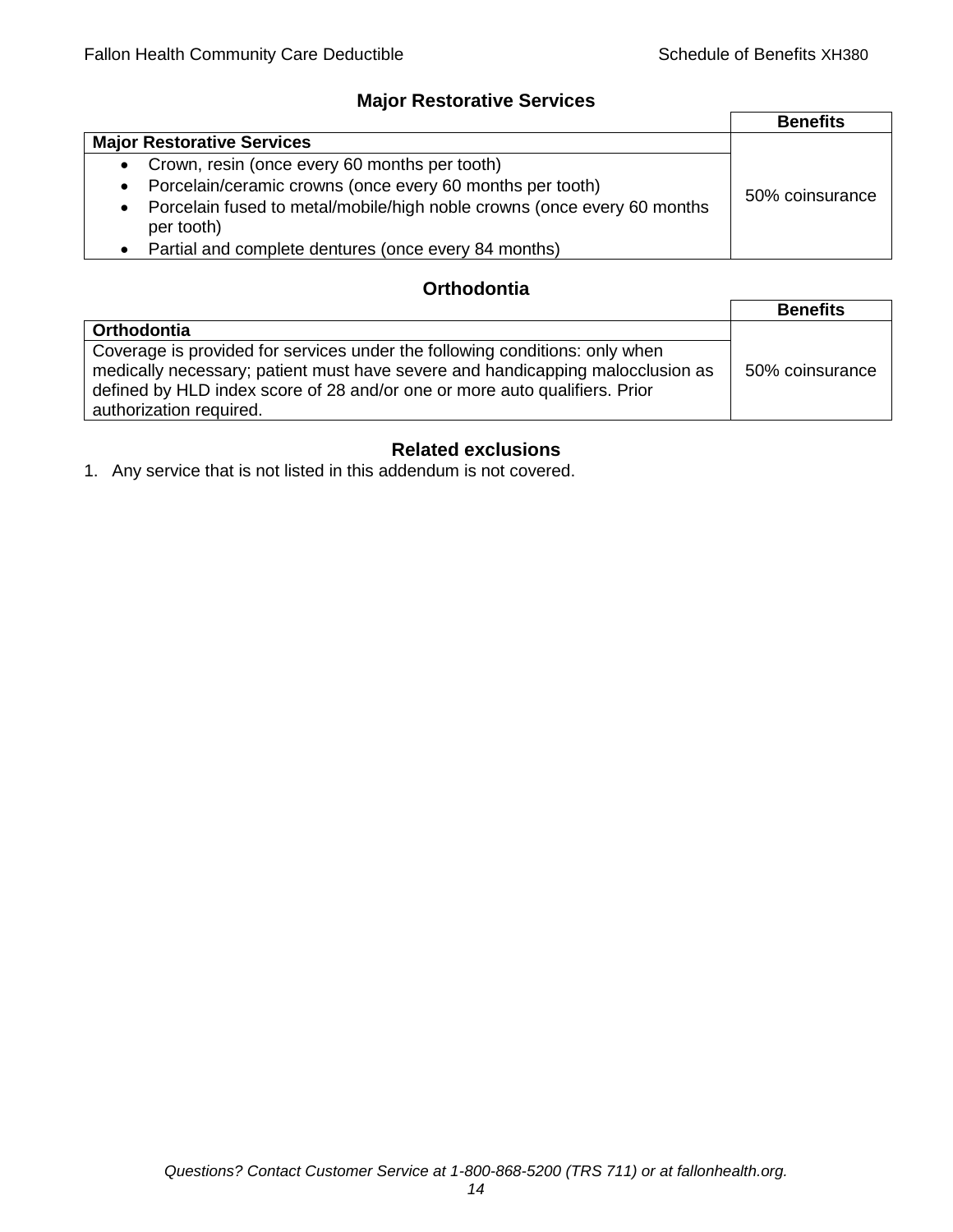## Major Restorative Services

| | Benefits |
|---|---|
| **Major Restorative Services** | |
| • Crown, resin (once every 60 months per tooth)<br>• Porcelain/ceramic crowns (once every 60 months per tooth)<br>• Porcelain fused to metal/mobile/high noble crowns (once every 60 months per tooth)<br>• Partial and complete dentures (once every 84 months) | 50% coinsurance |

## Orthodontia

| | Benefits |
|---|---|
| **Orthodontia** | |
| Coverage is provided for services under the following conditions: only when medically necessary; patient must have severe and handicapping malocclusion as defined by HLD index score of 28 and/or one or more auto qualifiers. Prior authorization required. | 50% coinsurance |

## Related exclusions

1. Any service that is not listed in this addendum is not covered.

*Questions? Contact Customer Service at 1-800-868-5200 (TRS 711) or at fallonhealth.org.*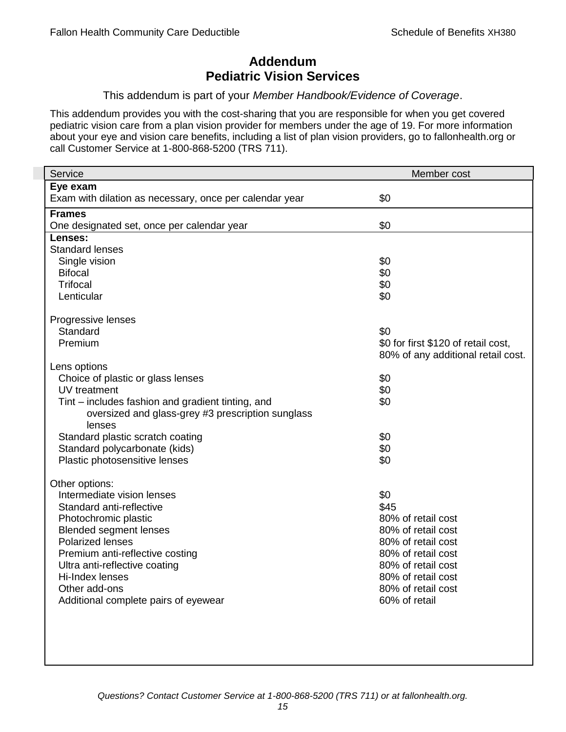# Addendum
# Pediatric Vision Services

This addendum is part of your *Member Handbook/Evidence of Coverage*.

This addendum provides you with the cost-sharing that you are responsible for when you get covered pediatric vision care from a plan vision provider for members under the age of 19. For more information about your eye and vision care benefits, including a list of plan vision providers, go to fallonhealth.org or call Customer Service at 1-800-868-5200 (TRS 711).

| Service | Member cost |
|---|---|
| **Eye exam** | |
| Exam with dilation as necessary, once per calendar year | $0 |
| **Frames** | |
| One designated set, once per calendar year | $0 |
| **Lenses:** | |
| Standard lenses | |
| Single vision | $0 |
| Bifocal | $0 |
| Trifocal | $0 |
| Lenticular | $0 |
| Progressive lenses | |
| Standard | $0 |
| Premium | $0 for first $120 of retail cost, 80% of any additional retail cost. |
| Lens options | |
| Choice of plastic or glass lenses | $0 |
| UV treatment | $0 |
| Tint – includes fashion and gradient tinting, and oversized and glass-grey #3 prescription sunglass lenses | $0 |
| Standard plastic scratch coating | $0 |
| Standard polycarbonate (kids) | $0 |
| Plastic photosensitive lenses | $0 |
| Other options: | |
| Intermediate vision lenses | $0 |
| Standard anti-reflective | $45 |
| Photochromic plastic | 80% of retail cost |
| Blended segment lenses | 80% of retail cost |
| Polarized lenses | 80% of retail cost |
| Premium anti-reflective costing | 80% of retail cost |
| Ultra anti-reflective coating | 80% of retail cost |
| Hi-Index lenses | 80% of retail cost |
| Other add-ons | 80% of retail cost |
| Additional complete pairs of eyewear | 60% of retail |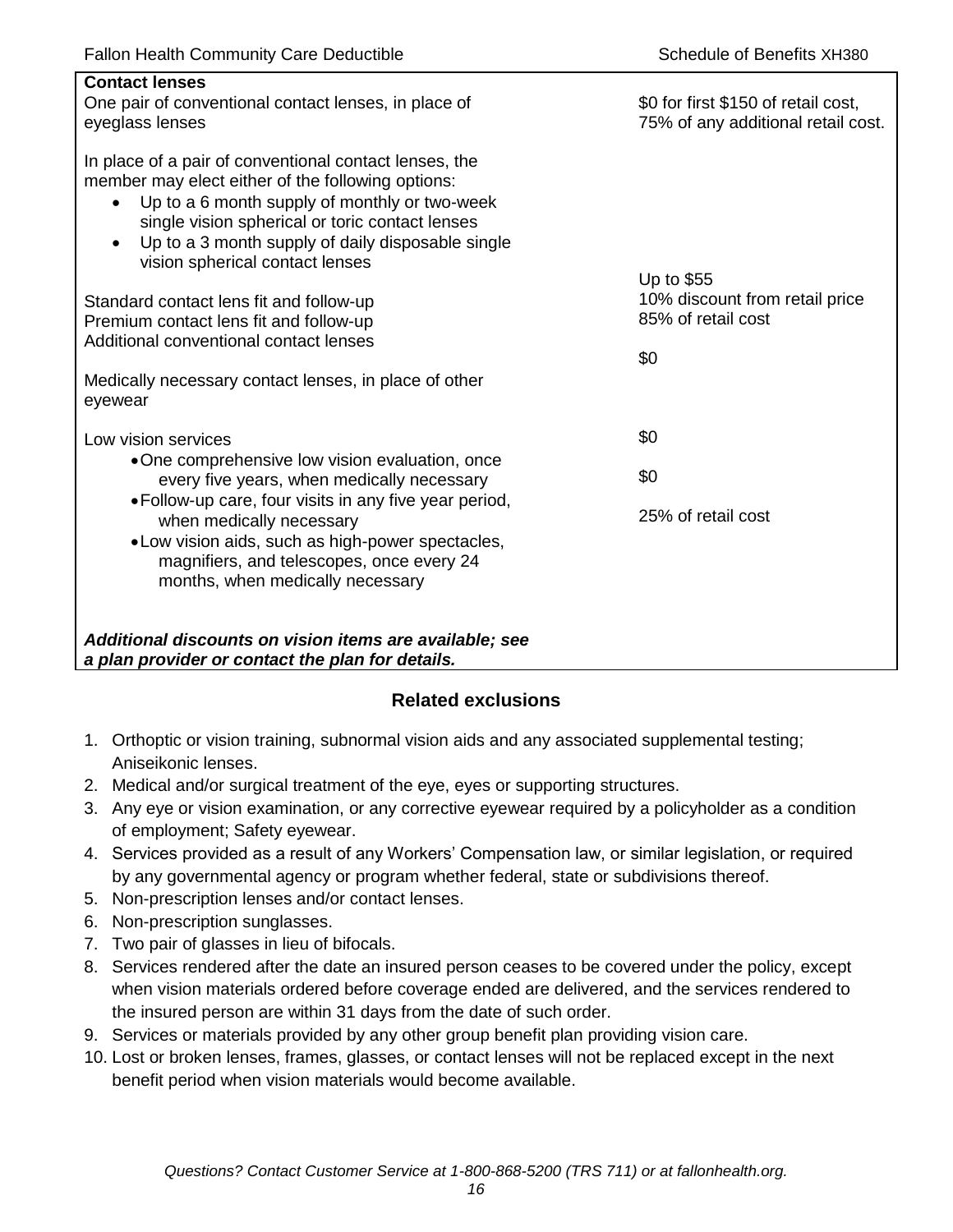| Contact lenses | |
|---|---|
| One pair of conventional contact lenses, in place of eyeglass lenses | $0 for first $150 of retail cost, 75% of any additional retail cost. |
| In place of a pair of conventional contact lenses, the member may elect either of the following options:<br>• Up to a 6 month supply of monthly or two-week single vision spherical or toric contact lenses<br>• Up to a 3 month supply of daily disposable single vision spherical contact lenses | |
| Standard contact lens fit and follow-up | Up to $55 |
| Premium contact lens fit and follow-up | 10% discount from retail price |
| Additional conventional contact lenses | 85% of retail cost |
| Medically necessary contact lenses, in place of other eyewear | $0 |
| Low vision services | |
| • One comprehensive low vision evaluation, once every five years, when medically necessary | $0 |
| • Follow-up care, four visits in any five year period, when medically necessary | $0 |
| • Low vision aids, such as high-power spectacles, magnifiers, and telescopes, once every 24 months, when medically necessary | 25% of retail cost |
| ***Additional discounts on vision items are available; see a plan provider or contact the plan for details.*** | |

## Related exclusions

1. Orthoptic or vision training, subnormal vision aids and any associated supplemental testing; Aniseikonic lenses.
2. Medical and/or surgical treatment of the eye, eyes or supporting structures.
3. Any eye or vision examination, or any corrective eyewear required by a policyholder as a condition of employment; Safety eyewear.
4. Services provided as a result of any Workers' Compensation law, or similar legislation, or required by any governmental agency or program whether federal, state or subdivisions thereof.
5. Non-prescription lenses and/or contact lenses.
6. Non-prescription sunglasses.
7. Two pair of glasses in lieu of bifocals.
8. Services rendered after the date an insured person ceases to be covered under the policy, except when vision materials ordered before coverage ended are delivered, and the services rendered to the insured person are within 31 days from the date of such order.
9. Services or materials provided by any other group benefit plan providing vision care.
10. Lost or broken lenses, frames, glasses, or contact lenses will not be replaced except in the next benefit period when vision materials would become available.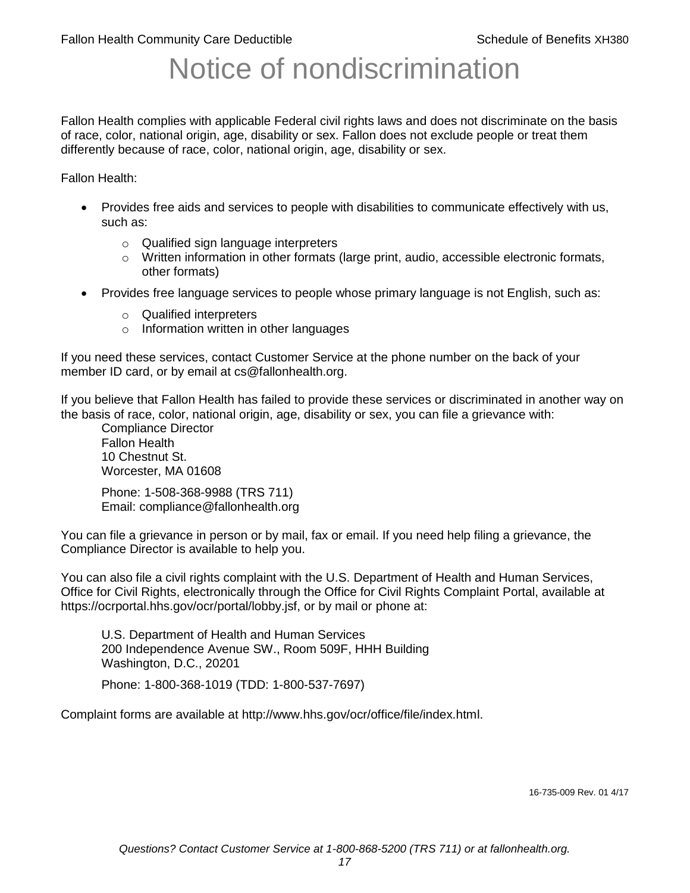# Notice of nondiscrimination

Fallon Health complies with applicable Federal civil rights laws and does not discriminate on the basis of race, color, national origin, age, disability or sex. Fallon does not exclude people or treat them differently because of race, color, national origin, age, disability or sex.

Fallon Health:

- Provides free aids and services to people with disabilities to communicate effectively with us, such as:
  - Qualified sign language interpreters
  - Written information in other formats (large print, audio, accessible electronic formats, other formats)
- Provides free language services to people whose primary language is not English, such as:
  - Qualified interpreters
  - Information written in other languages

If you need these services, contact Customer Service at the phone number on the back of your member ID card, or by email at cs@fallonhealth.org.

If you believe that Fallon Health has failed to provide these services or discriminated in another way on the basis of race, color, national origin, age, disability or sex, you can file a grievance with:

Compliance Director
Fallon Health
10 Chestnut St.
Worcester, MA 01608

Phone: 1-508-368-9988 (TRS 711)
Email: compliance@fallonhealth.org

You can file a grievance in person or by mail, fax or email. If you need help filing a grievance, the Compliance Director is available to help you.

You can also file a civil rights complaint with the U.S. Department of Health and Human Services, Office for Civil Rights, electronically through the Office for Civil Rights Complaint Portal, available at https://ocrportal.hhs.gov/ocr/portal/lobby.jsf, or by mail or phone at:

U.S. Department of Health and Human Services
200 Independence Avenue SW., Room 509F, HHH Building
Washington, D.C., 20201

Phone: 1-800-368-1019 (TDD: 1-800-537-7697)

Complaint forms are available at http://www.hhs.gov/ocr/office/file/index.html.

16-735-009 Rev. 01 4/17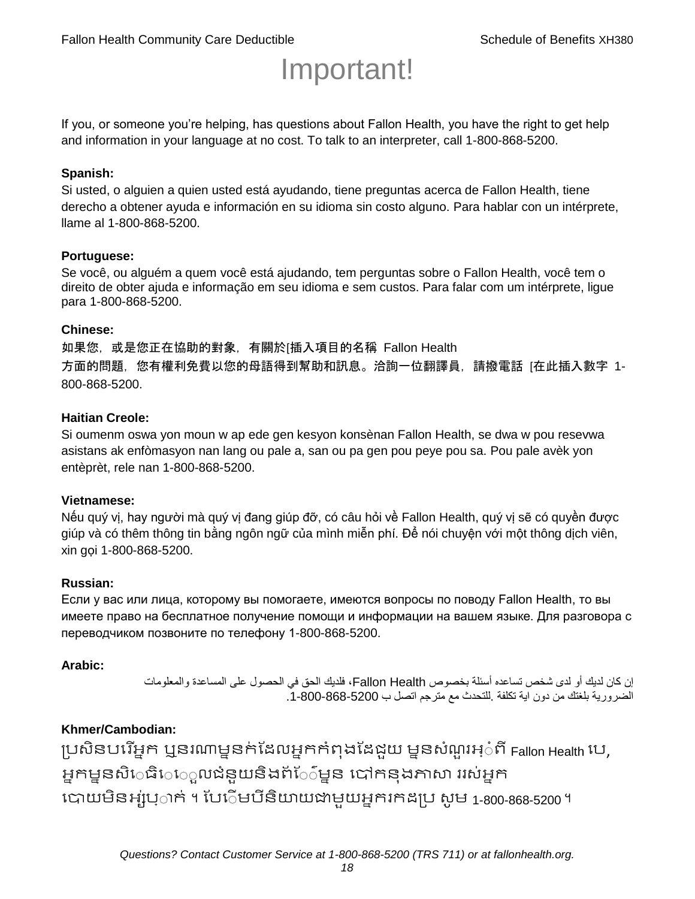# Important!

If you, or someone you're helping, has questions about Fallon Health, you have the right to get help and information in your language at no cost. To talk to an interpreter, call 1-800-868-5200.

**Spanish:**
Si usted, o alguien a quien usted está ayudando, tiene preguntas acerca de Fallon Health, tiene derecho a obtener ayuda e información en su idioma sin costo alguno. Para hablar con un intérprete, llame al 1-800-868-5200.

**Portuguese:**
Se você, ou alguém a quem você está ajudando, tem perguntas sobre o Fallon Health, você tem o direito de obter ajuda e informação em seu idioma e sem custos. Para falar com um intérprete, ligue para 1-800-868-5200.

**Chinese:**
如果您，或是您正在協助的對象，有關於[插入項目的名稱 Fallon Health 方面的問題，您有權利免費以您的母語得到幫助和訊息。洽詢一位翻譯員，請撥電話 [在此插入數字 1-800-868-5200.

**Haitian Creole:**
Si oumenm oswa yon moun w ap ede gen kesyon konsènan Fallon Health, se dwa w pou resevwa asistans ak enfòmasyon nan lang ou pale a, san ou pa gen pou peye pou sa. Pou pale avèk yon entèprèt, rele nan 1-800-868-5200.

**Vietnamese:**
Nếu quý vị, hay người mà quý vị đang giúp đỡ, có câu hỏi về Fallon Health, quý vị sẽ có quyền được giúp và có thêm thông tin bằng ngôn ngữ của mình miễn phí. Để nói chuyện với một thông dịch viên, xin gọi 1-800-868-5200.

**Russian:**
Если у вас или лица, которому вы помогаете, имеются вопросы по поводу Fallon Health, то вы имеете право на бесплатное получение помощи и информации на вашем языке. Для разговора с переводчиком позвоните по телефону 1-800-868-5200.

**Arabic:**
إن كان لديك أو لدى شخص تساعده أسئلة بخصوص Fallon Health، فلديك الحق في الحصول على المساعدة والمعلومات الضرورية بلغتك من دون اية تكلفة .للتحدث مع مترجم اتصل ب 1-800-868-5200.

**Khmer/Cambodian:**
ប្រសិនបរើអ្នក ឬនរណាម្នាក់ដែលអ្នកកំពុងដែជួយ ម្នានសំណួរអ្ំពី Fallon Health បេ, អ្នកម្នានសិេធិេេួលជំនួយនិងព័េ៌ម្នាន បៅកនុងភាសា ររស់អ្នក បោយមិនអ្ស់រុ្ាក់ ។ បែេើមបីនិយាយជាមួយអ្នករកដប្រ សូម 1-800-868-5200 ។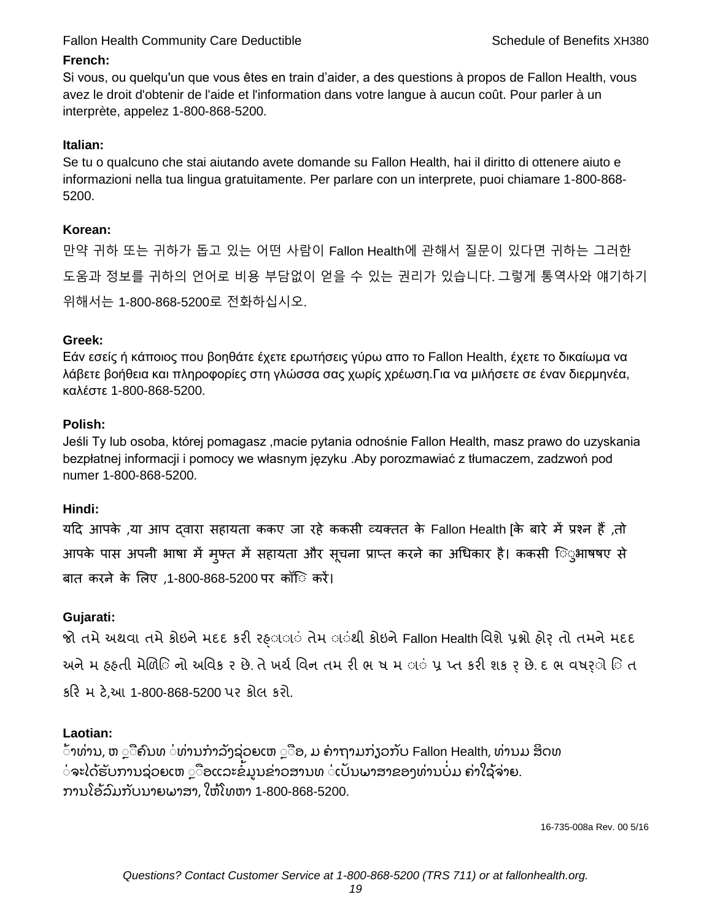**French:**

Si vous, ou quelqu'un que vous êtes en train d'aider, a des questions à propos de Fallon Health, vous avez le droit d'obtenir de l'aide et l'information dans votre langue à aucun coût. Pour parler à un interprète, appelez 1-800-868-5200.

**Italian:**

Se tu o qualcuno che stai aiutando avete domande su Fallon Health, hai il diritto di ottenere aiuto e informazioni nella tua lingua gratuitamente. Per parlare con un interprete, puoi chiamare 1-800-868-5200.

**Korean:**

만약 귀하 또는 귀하가 돕고 있는 어떤 사람이 Fallon Health에 관해서 질문이 있다면 귀하는 그러한 도움과 정보를 귀하의 언어로 비용 부담없이 얻을 수 있는 권리가 있습니다. 그렇게 통역사와 얘기하기 위해서는 1-800-868-5200로 전화하십시오.

**Greek:**

Εάν εσείς ή κάποιος που βοηθάτε έχετε ερωτήσεις γύρω απο το Fallon Health, έχετε το δικαίωμα να λάβετε βοήθεια και πληροφορίες στη γλώσσα σας χωρίς χρέωση.Για να μιλήσετε σε έναν διερμηνέα, καλέστε 1-800-868-5200.

**Polish:**

Jeśli Ty lub osoba, której pomagasz ,macie pytania odnośnie Fallon Health, masz prawo do uzyskania bezpłatnej informacji i pomocy we własnym języku .Aby porozmawiać z tłumaczem, zadzwoń pod numer 1-800-868-5200.

**Hindi:**

यदि आपके ,या आप द्वारा सहायता ककए जा रहे ककसी व्यक्तत के Fallon Health [के बारे में प्रश्न हैं ,तो आपके पास अपनी भाषा में मुफ्त में सहायता और सूचना प्राप्त करने का अधिकार है। ककसी िुभाषषए से बात करने के लिए ,1-800-868-5200 पर कॉि करें।

**Gujarati:**

જો તમે અથવા તમે કોઇને મદદ કરી રહ્યાં તેમ ાંથી કોઇને Fallon Health વિશે પ્રશ્નો હોર્ તો તમને મદદ અને મ હહતી મેળિ નો અવિક ર છે. તે ખર્ચ વિન તમ રી ભ ષ મ ાં પ્ર પ્ત કરી શક ર્ છે. દ ભ વષર્ો િ ત કરિ મ ટે,આ 1-800-868-5200 પર કોલ કરો.

**Laotian:**

ຖ້າທ່ານ, ຫ ຼືຄົນທ ່ທ່ານກໍາລັງຊ່ວຍເຫ ຼືອ, ມ ຄໍາຖາມກ່ຽວກັບ Fallon Health, ທ່ານມ ສິດທ ່ຈະໄດ້ຮັບການຊ່ວຍເຫ ຼືອແລະຂໍ້ມູນຂ່າວສານທ ່ເປັນພາສາຂອງທ່ານບໍ່ມ ຄ່າໃຊ້ຈ່າຍ. ການໂອ້ລົມກັບນາຍພາສາ, ໃຫ້ໂທຫາ 1-800-868-5200.

16-735-008a Rev. 00 5/16